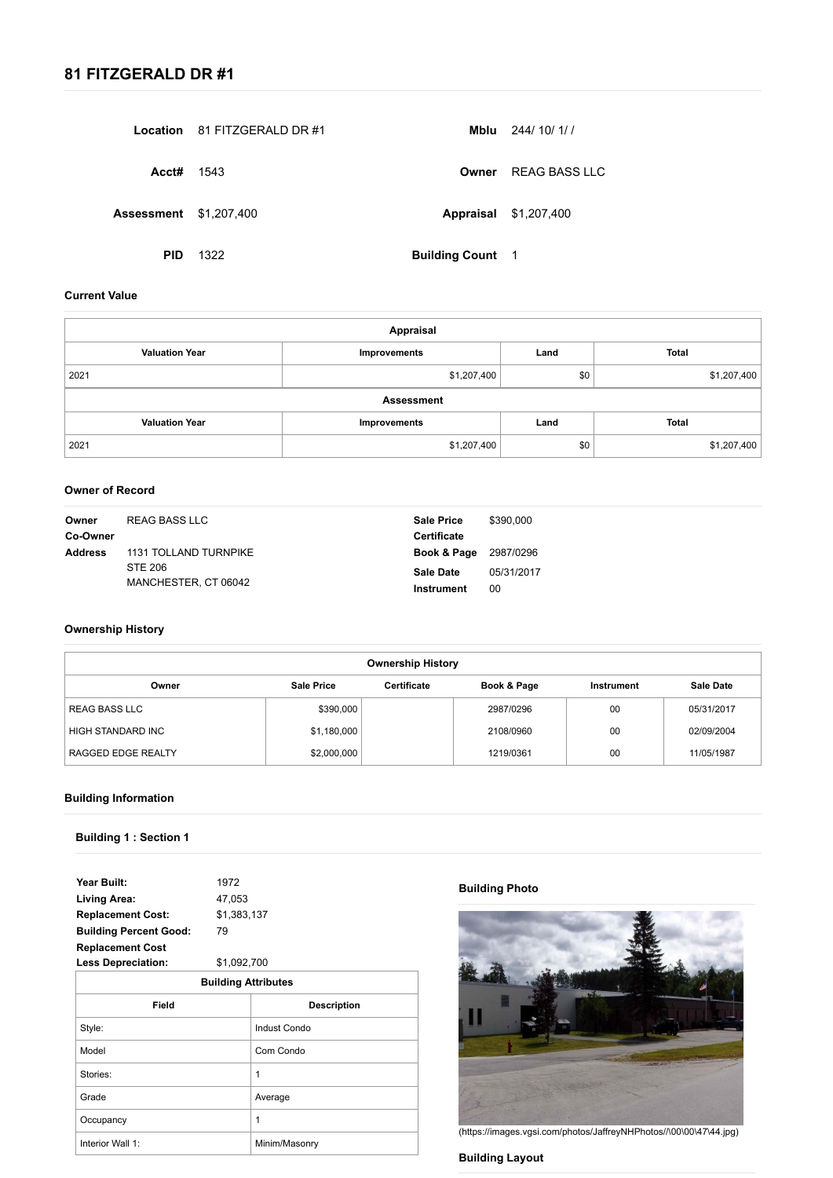# 81 FITZGERALD DR #1

| | | | |
|---|---|---|---|
| **Location** | 81 FITZGERALD DR #1 | **Mblu** | 244/ 10/ 1/ / |
| **Acct#** | 1543 | **Owner** | REAG BASS LLC |
| **Assessment** | $1,207,400 | **Appraisal** | $1,207,400 |
| **PID** | 1322 | **Building Count** | 1 |

### Current Value

| Appraisal | | | |
|---|---|---|---|
| **Valuation Year** | **Improvements** | **Land** | **Total** |
| 2021 | $1,207,400 | $0 | $1,207,400 |

| Assessment | | | |
|---|---|---|---|
| **Valuation Year** | **Improvements** | **Land** | **Total** |
| 2021 | $1,207,400 | $0 | $1,207,400 |

### Owner of Record

**Owner** REAG BASS LLC
**Co-Owner**
**Address** 1131 TOLLAND TURNPIKE
STE 206
MANCHESTER, CT 06042

**Sale Price** $390,000
**Certificate**
**Book & Page** 2987/0296
**Sale Date** 05/31/2017
**Instrument** 00

### Ownership History

| Owner | Sale Price | Certificate | Book & Page | Instrument | Sale Date |
|---|---|---|---|---|---|
| REAG BASS LLC | $390,000 | | 2987/0296 | 00 | 05/31/2017 |
| HIGH STANDARD INC | $1,180,000 | | 2108/0960 | 00 | 02/09/2004 |
| RAGGED EDGE REALTY | $2,000,000 | | 1219/0361 | 00 | 11/05/1987 |

### Building Information

#### Building 1 : Section 1

**Year Built:** 1972
**Living Area:** 47,053
**Replacement Cost:** $1,383,137
**Building Percent Good:** 79
**Replacement Cost Less Depreciation:** $1,092,700

| Building Attributes | |
|---|---|
| **Field** | **Description** |
| Style: | Indust Condo |
| Model | Com Condo |
| Stories: | 1 |
| Grade | Average |
| Occupancy | 1 |
| Interior Wall 1: | Minim/Masonry |

**Building Photo**

(https://images.vgsi.com/photos/JaffreyNHPhotos//\00\00\47\44.jpg)

**Building Layout**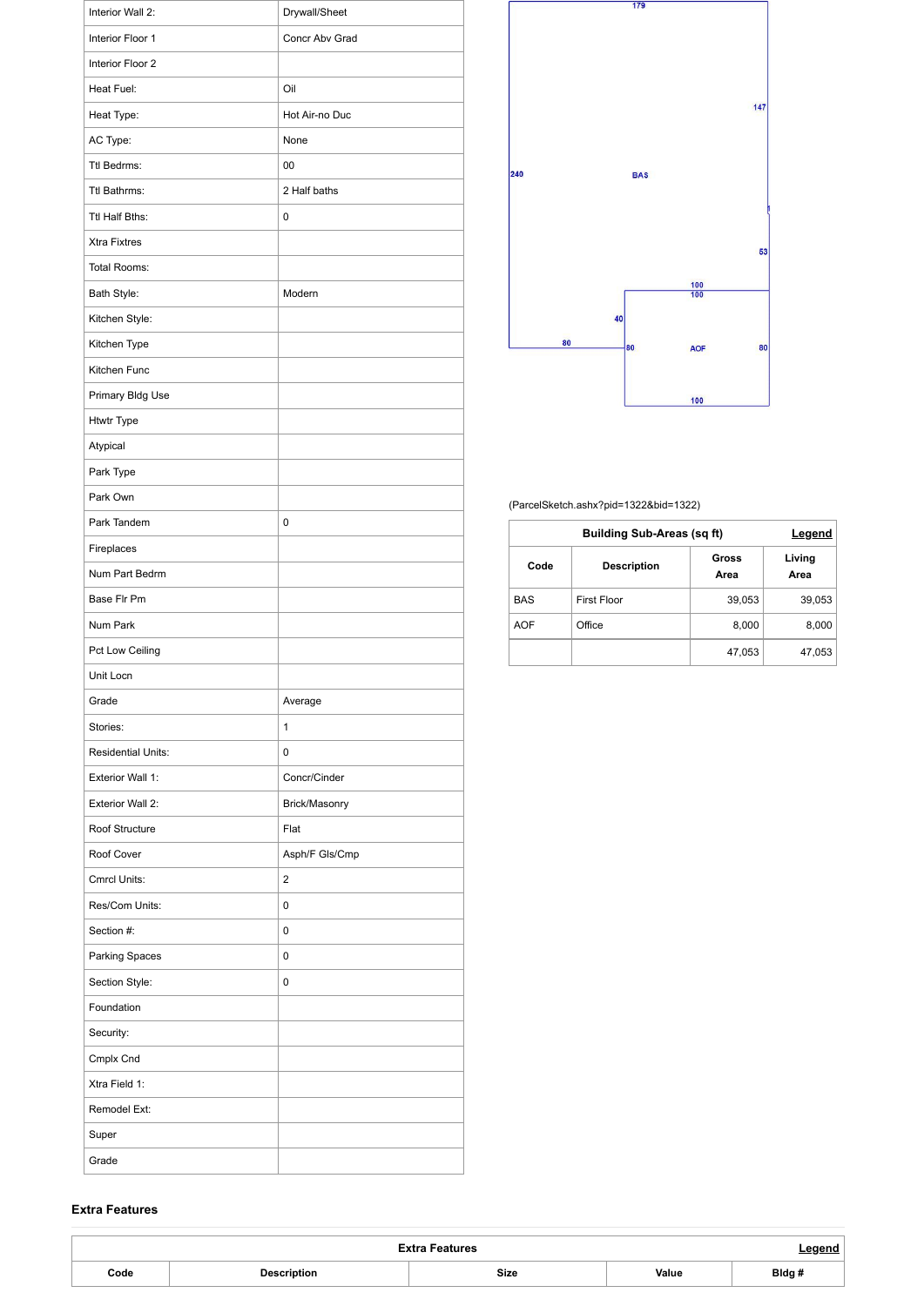| | |
|---|---|
| Interior Wall 2: | Drywall/Sheet |
| Interior Floor 1 | Concr Abv Grad |
| Interior Floor 2 | |
| Heat Fuel: | Oil |
| Heat Type: | Hot Air-no Duc |
| AC Type: | None |
| Ttl Bedrms: | 00 |
| Ttl Bathrms: | 2 Half baths |
| Ttl Half Bths: | 0 |
| Xtra Fixtres | |
| Total Rooms: | |
| Bath Style: | Modern |
| Kitchen Style: | |
| Kitchen Type | |
| Kitchen Func | |
| Primary Bldg Use | |
| Htwtr Type | |
| Atypical | |
| Park Type | |
| Park Own | |
| Park Tandem | 0 |
| Fireplaces | |
| Num Part Bedrm | |
| Base Flr Pm | |
| Num Park | |
| Pct Low Ceiling | |
| Unit Locn | |
| Grade | Average |
| Stories: | 1 |
| Residential Units: | 0 |
| Exterior Wall 1: | Concr/Cinder |
| Exterior Wall 2: | Brick/Masonry |
| Roof Structure | Flat |
| Roof Cover | Asph/F Gls/Cmp |
| Cmrcl Units: | 2 |
| Res/Com Units: | 0 |
| Section #: | 0 |
| Parking Spaces | 0 |
| Section Style: | 0 |
| Foundation | |
| Security: | |
| Cmplx Cnd | |
| Xtra Field 1: | |
| Remodel Ext: | |
| Super | |
| Grade | |

179 147 240 BAS 53 100 100 40 80 80 AOF 80 100

(ParcelSketch.ashx?pid=1322&bid=1322)

| Building Sub-Areas (sq ft) | | | Legend |
|---|---|---|---|
| Code | Description | Gross Area | Living Area |
| BAS | First Floor | 39,053 | 39,053 |
| AOF | Office | 8,000 | 8,000 |
| | | 47,053 | 47,053 |

## Extra Features

| Extra Features | | | | Legend |
|---|---|---|---|---|
| Code | Description | Size | Value | Bldg # |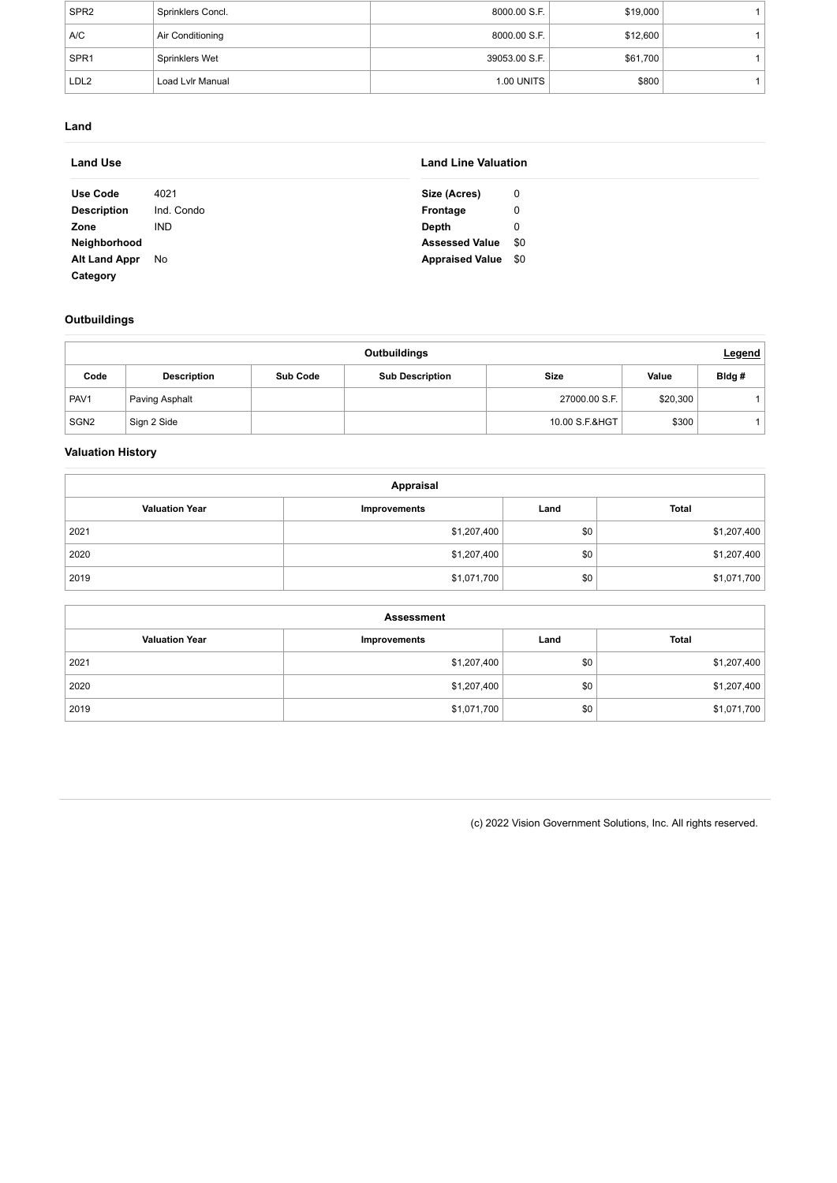| | | | | |
|---|---|---|---|---|
| SPR2 | Sprinklers Concl. | 8000.00 S.F. | $19,000 | 1 |
| A/C | Air Conditioning | 8000.00 S.F. | $12,600 | 1 |
| SPR1 | Sprinklers Wet | 39053.00 S.F. | $61,700 | 1 |
| LDL2 | Load Lvlr Manual | 1.00 UNITS | $800 | 1 |

## Land

### Land Use

**Use Code** 4021
**Description** Ind. Condo
**Zone** IND
**Neighborhood**
**Alt Land Appr** No
**Category**

### Land Line Valuation

**Size (Acres)** 0
**Frontage** 0
**Depth** 0
**Assessed Value** $0
**Appraised Value** $0

## Outbuildings

| Outbuildings | | | | | | Legend |
|---|---|---|---|---|---|---|
| **Code** | **Description** | **Sub Code** | **Sub Description** | **Size** | **Value** | **Bldg #** |
| PAV1 | Paving Asphalt | | | 27000.00 S.F. | $20,300 | 1 |
| SGN2 | Sign 2 Side | | | 10.00 S.F.&HGT | $300 | 1 |

## Valuation History

| Appraisal | | | |
|---|---|---|---|
| **Valuation Year** | **Improvements** | **Land** | **Total** |
| 2021 | $1,207,400 | $0 | $1,207,400 |
| 2020 | $1,207,400 | $0 | $1,207,400 |
| 2019 | $1,071,700 | $0 | $1,071,700 |

| Assessment | | | |
|---|---|---|---|
| **Valuation Year** | **Improvements** | **Land** | **Total** |
| 2021 | $1,207,400 | $0 | $1,207,400 |
| 2020 | $1,207,400 | $0 | $1,207,400 |
| 2019 | $1,071,700 | $0 | $1,071,700 |

(c) 2022 Vision Government Solutions, Inc. All rights reserved.